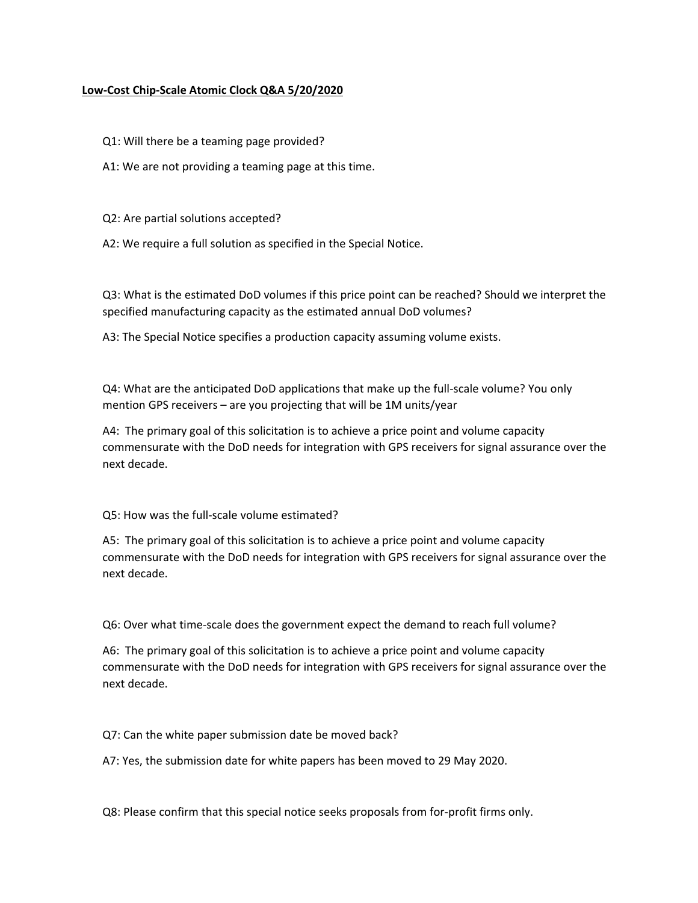# **Low-Cost Chip-Scale Atomic Clock Q&A 5/20/2020**

Q1: Will there be a teaming page provided?

A1: We are not providing a teaming page at this time.

Q2: Are partial solutions accepted?

A2: We require a full solution as specified in the Special Notice.

Q3: What is the estimated DoD volumes if this price point can be reached? Should we interpret the specified manufacturing capacity as the estimated annual DoD volumes?

A3: The Special Notice specifies a production capacity assuming volume exists.

Q4: What are the anticipated DoD applications that make up the full-scale volume? You only mention GPS receivers – are you projecting that will be 1M units/year

A4: The primary goal of this solicitation is to achieve a price point and volume capacity commensurate with the DoD needs for integration with GPS receivers for signal assurance over the next decade.

Q5: How was the full-scale volume estimated?

A5: The primary goal of this solicitation is to achieve a price point and volume capacity commensurate with the DoD needs for integration with GPS receivers for signal assurance over the next decade.

Q6: Over what time-scale does the government expect the demand to reach full volume?

A6: The primary goal of this solicitation is to achieve a price point and volume capacity commensurate with the DoD needs for integration with GPS receivers for signal assurance over the next decade.

Q7: Can the white paper submission date be moved back?

A7: Yes, the submission date for white papers has been moved to 29 May 2020.

Q8: Please confirm that this special notice seeks proposals from for-profit firms only.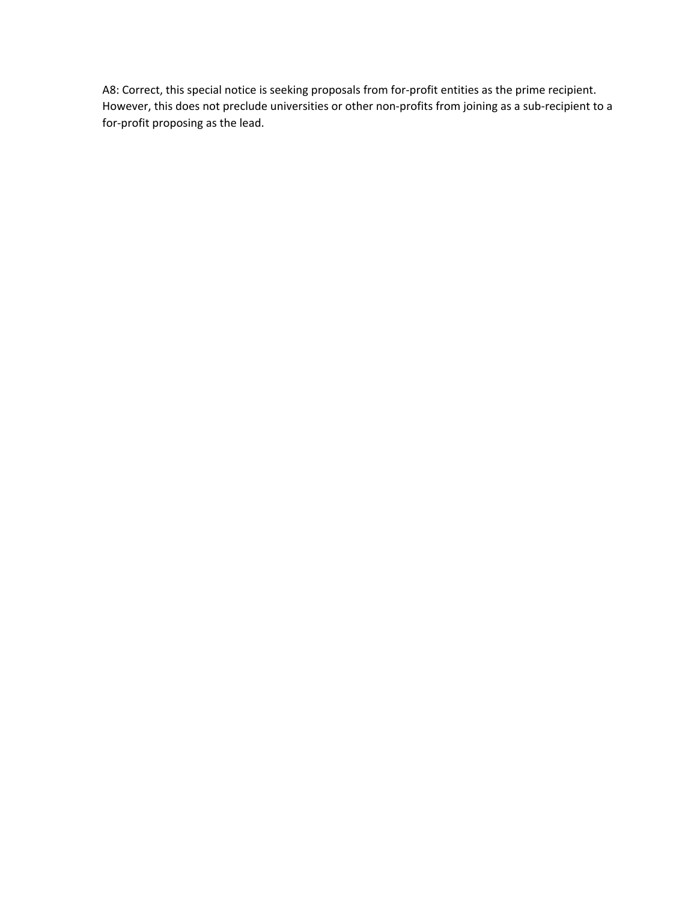A8: Correct, this special notice is seeking proposals from for-profit entities as the prime recipient. However, this does not preclude universities or other non-profits from joining as a sub-recipient to a for-profit proposing as the lead.